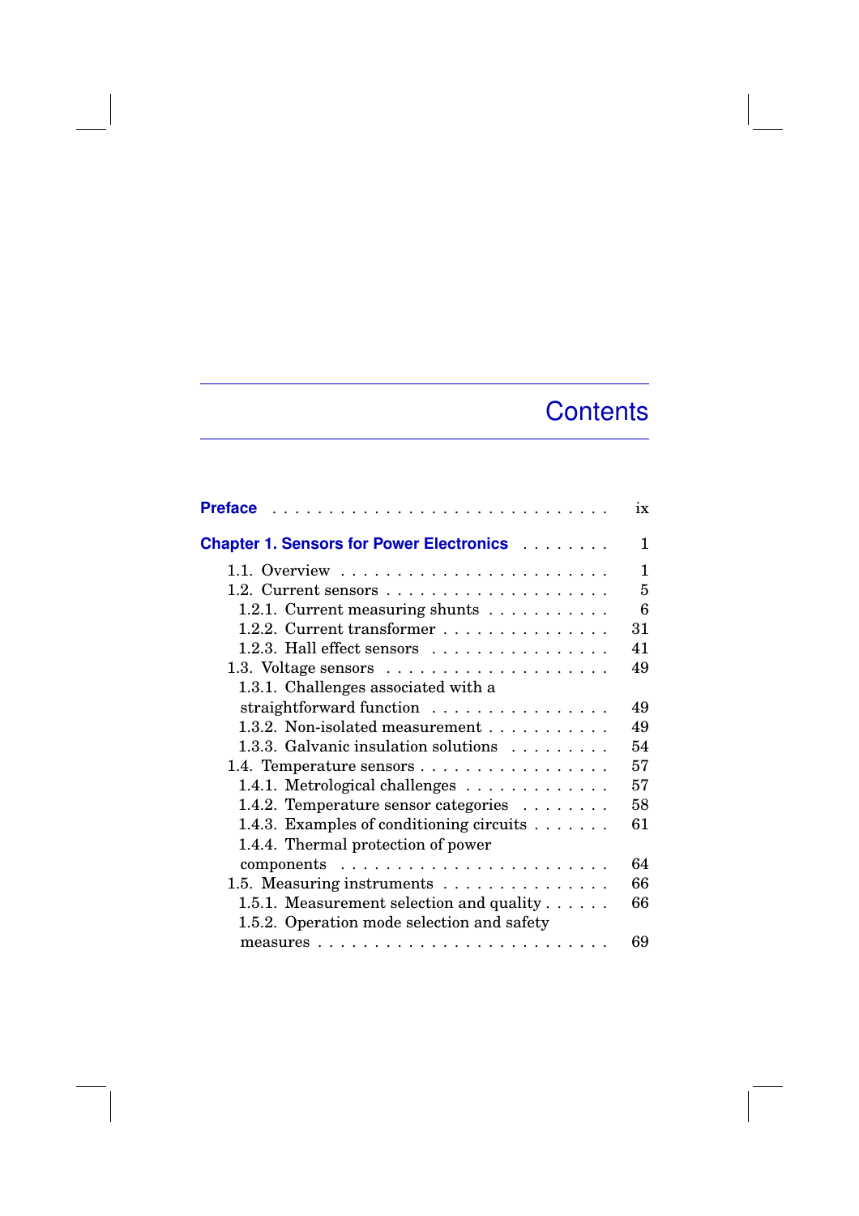# Contents

**Preface** . . . . . . . . . . . . . . . . . . . . . . . . . . . . . ix

**Chapter 1. Sensors for Power Electronics** . . . . . . . . 1

- 1.1. Overview . . . . . . . . . . . . . . . . . . . . . . . . 1
- 1.2. Current sensors . . . . . . . . . . . . . . . . . . . . 5
  - 1.2.1. Current measuring shunts . . . . . . . . . . . 6
  - 1.2.2. Current transformer . . . . . . . . . . . . . . . 31
  - 1.2.3. Hall effect sensors . . . . . . . . . . . . . . . . 41
- 1.3. Voltage sensors . . . . . . . . . . . . . . . . . . . . 49
  - 1.3.1. Challenges associated with a straightforward function . . . . . . . . . . . . . . . . 49
  - 1.3.2. Non-isolated measurement . . . . . . . . . . . 49
  - 1.3.3. Galvanic insulation solutions . . . . . . . . . 54
- 1.4. Temperature sensors . . . . . . . . . . . . . . . . . 57
  - 1.4.1. Metrological challenges . . . . . . . . . . . . . 57
  - 1.4.2. Temperature sensor categories . . . . . . . . 58
  - 1.4.3. Examples of conditioning circuits . . . . . . . 61
  - 1.4.4. Thermal protection of power components . . . . . . . . . . . . . . . . . . . . . . . . 64
- 1.5. Measuring instruments . . . . . . . . . . . . . . . 66
  - 1.5.1. Measurement selection and quality . . . . . . 66
  - 1.5.2. Operation mode selection and safety measures . . . . . . . . . . . . . . . . . . . . . . . . 69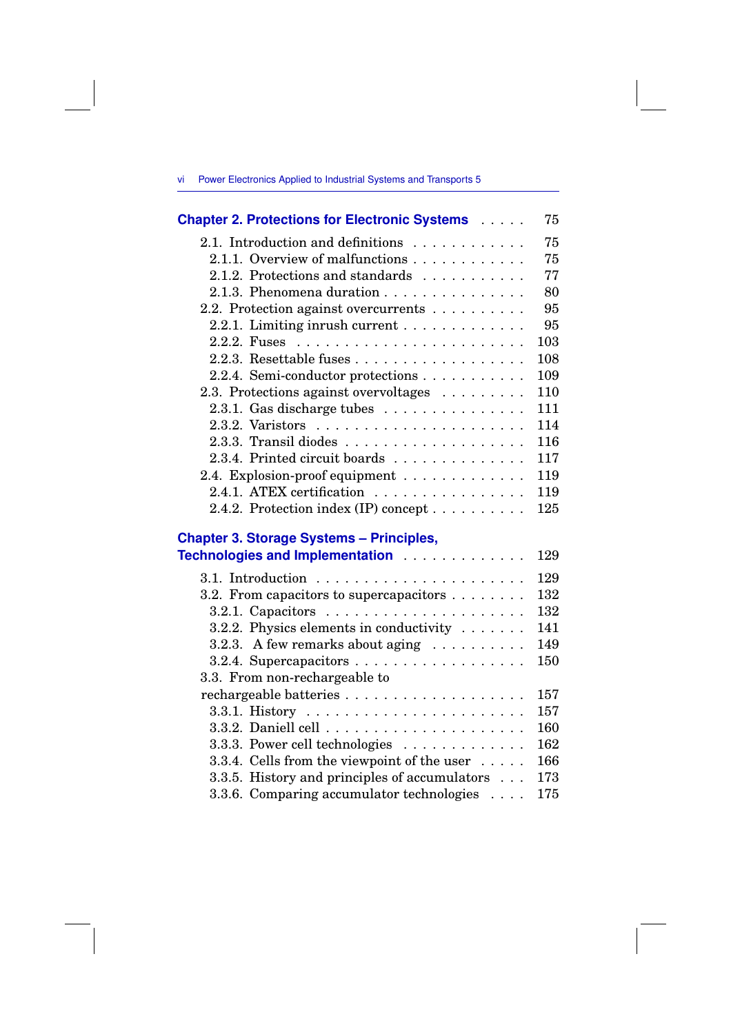**Chapter 2. Protections for Electronic Systems** . . . . . 75

2.1. Introduction and definitions . . . . . . . . . . . . 75
  2.1.1. Overview of malfunctions . . . . . . . . . . . . 75
  2.1.2. Protections and standards . . . . . . . . . . . 77
  2.1.3. Phenomena duration . . . . . . . . . . . . . . . 80
2.2. Protection against overcurrents . . . . . . . . . . 95
  2.2.1. Limiting inrush current . . . . . . . . . . . . . 95
  2.2.2. Fuses . . . . . . . . . . . . . . . . . . . . . . . 103
  2.2.3. Resettable fuses . . . . . . . . . . . . . . . . . . 108
  2.2.4. Semi-conductor protections . . . . . . . . . . . 109
2.3. Protections against overvoltages . . . . . . . . . 110
  2.3.1. Gas discharge tubes . . . . . . . . . . . . . . . 111
  2.3.2. Varistors . . . . . . . . . . . . . . . . . . . . . 114
  2.3.3. Transil diodes . . . . . . . . . . . . . . . . . . . 116
  2.3.4. Printed circuit boards . . . . . . . . . . . . . . 117
2.4. Explosion-proof equipment . . . . . . . . . . . . . 119
  2.4.1. ATEX certification . . . . . . . . . . . . . . . . 119
  2.4.2. Protection index (IP) concept . . . . . . . . . . 125

**Chapter 3. Storage Systems – Principles, Technologies and Implementation** . . . . . . . . . . . . . 129

3.1. Introduction . . . . . . . . . . . . . . . . . . . . . 129
3.2. From capacitors to supercapacitors . . . . . . . . 132
  3.2.1. Capacitors . . . . . . . . . . . . . . . . . . . . . 132
  3.2.2. Physics elements in conductivity . . . . . . . 141
  3.2.3. A few remarks about aging . . . . . . . . . . 149
  3.2.4. Supercapacitors . . . . . . . . . . . . . . . . . . 150
3.3. From non-rechargeable to rechargeable batteries . . . . . . . . . . . . . . . . . . . 157
  3.3.1. History . . . . . . . . . . . . . . . . . . . . . . . 157
  3.3.2. Daniell cell . . . . . . . . . . . . . . . . . . . . . 160
  3.3.3. Power cell technologies . . . . . . . . . . . . . 162
  3.3.4. Cells from the viewpoint of the user . . . . . 166
  3.3.5. History and principles of accumulators . . . 173
  3.3.6. Comparing accumulator technologies . . . . 175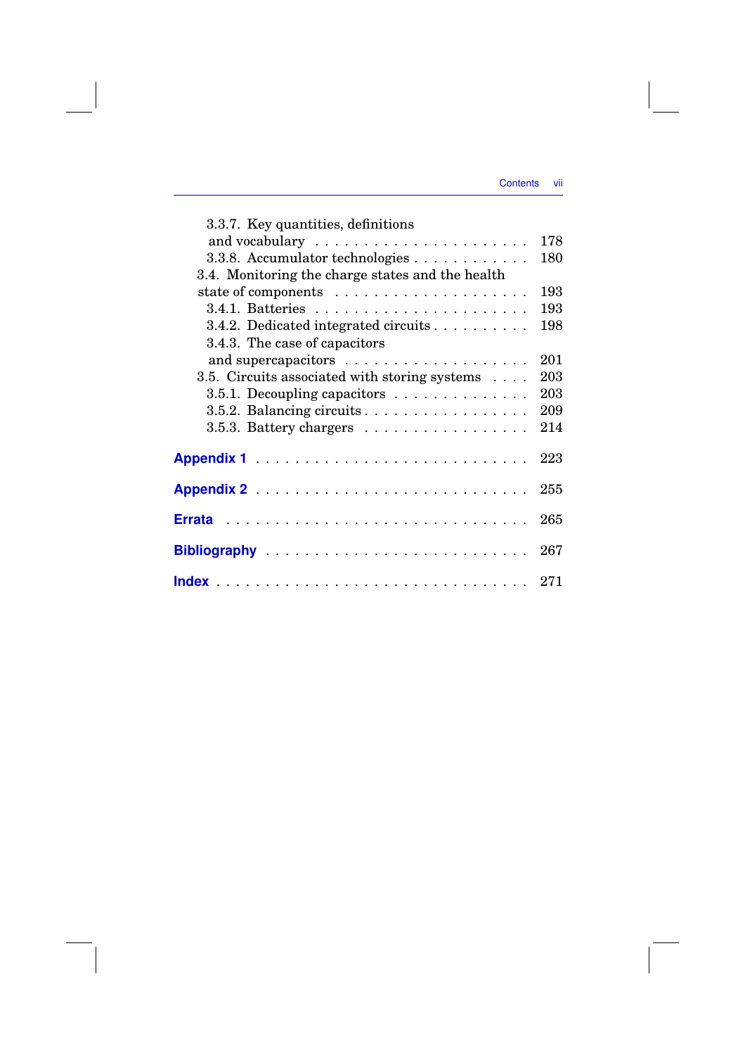3.3.7. Key quantities, definitions and vocabulary . . . . . . . . . . . . . . . . . . . . . . 178
3.3.8. Accumulator technologies . . . . . . . . . . . . 180

3.4. Monitoring the charge states and the health state of components . . . . . . . . . . . . . . . . . . . . . 193
3.4.1. Batteries . . . . . . . . . . . . . . . . . . . . . . 193
3.4.2. Dedicated integrated circuits . . . . . . . . . . 198
3.4.3. The case of capacitors and supercapacitors . . . . . . . . . . . . . . . . . . . 201

3.5. Circuits associated with storing systems . . . . 203
3.5.1. Decoupling capacitors . . . . . . . . . . . . . . 203
3.5.2. Balancing circuits . . . . . . . . . . . . . . . . . 209
3.5.3. Battery chargers . . . . . . . . . . . . . . . . . 214

**Appendix 1** . . . . . . . . . . . . . . . . . . . . . . . . . . 223

**Appendix 2** . . . . . . . . . . . . . . . . . . . . . . . . . . 255

**Errata** . . . . . . . . . . . . . . . . . . . . . . . . . . . . . 265

**Bibliography** . . . . . . . . . . . . . . . . . . . . . . . . . 267

**Index** . . . . . . . . . . . . . . . . . . . . . . . . . . . . . . 271